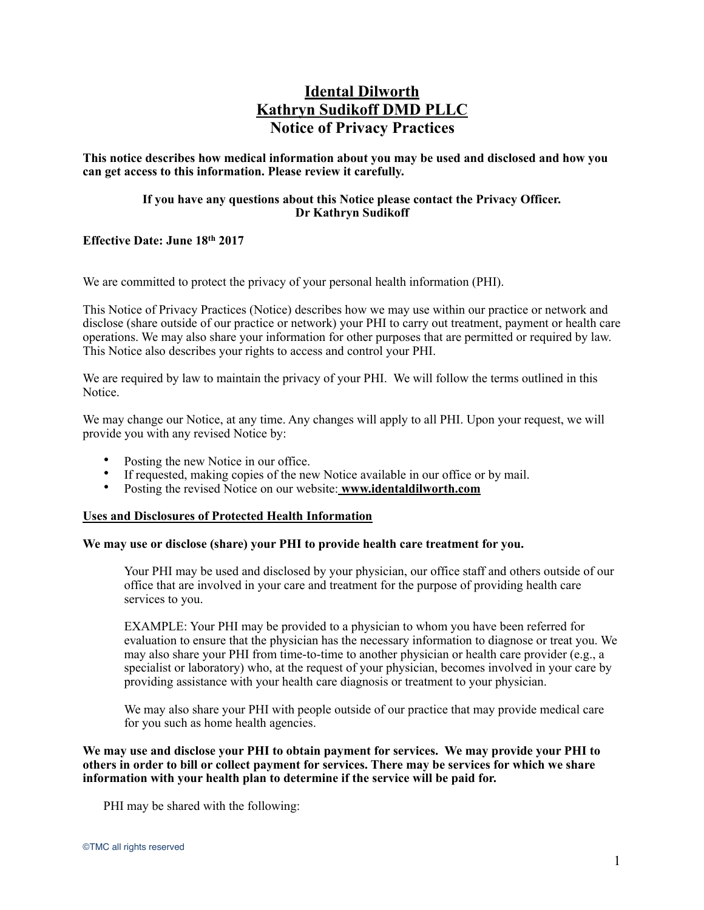# Idental Dilworth
# Kathryn Sudikoff DMD PLLC
# Notice of Privacy Practices

**This notice describes how medical information about you may be used and disclosed and how you can get access to this information. Please review it carefully.**

**If you have any questions about this Notice please contact the Privacy Officer.**
**Dr Kathryn Sudikoff**

**Effective Date: June 18th 2017**

We are committed to protect the privacy of your personal health information (PHI).

This Notice of Privacy Practices (Notice) describes how we may use within our practice or network and disclose (share outside of our practice or network) your PHI to carry out treatment, payment or health care operations. We may also share your information for other purposes that are permitted or required by law. This Notice also describes your rights to access and control your PHI.

We are required by law to maintain the privacy of your PHI. We will follow the terms outlined in this Notice.

We may change our Notice, at any time. Any changes will apply to all PHI. Upon your request, we will provide you with any revised Notice by:

- Posting the new Notice in our office.
- If requested, making copies of the new Notice available in our office or by mail.
- Posting the revised Notice on our website: **www.identaldilworth.com**

## Uses and Disclosures of Protected Health Information

**We may use or disclose (share) your PHI to provide health care treatment for you.**

Your PHI may be used and disclosed by your physician, our office staff and others outside of our office that are involved in your care and treatment for the purpose of providing health care services to you.

EXAMPLE: Your PHI may be provided to a physician to whom you have been referred for evaluation to ensure that the physician has the necessary information to diagnose or treat you. We may also share your PHI from time-to-time to another physician or health care provider (e.g., a specialist or laboratory) who, at the request of your physician, becomes involved in your care by providing assistance with your health care diagnosis or treatment to your physician.

We may also share your PHI with people outside of our practice that may provide medical care for you such as home health agencies.

**We may use and disclose your PHI to obtain payment for services. We may provide your PHI to others in order to bill or collect payment for services. There may be services for which we share information with your health plan to determine if the service will be paid for.**

PHI may be shared with the following:

©TMC all rights reserved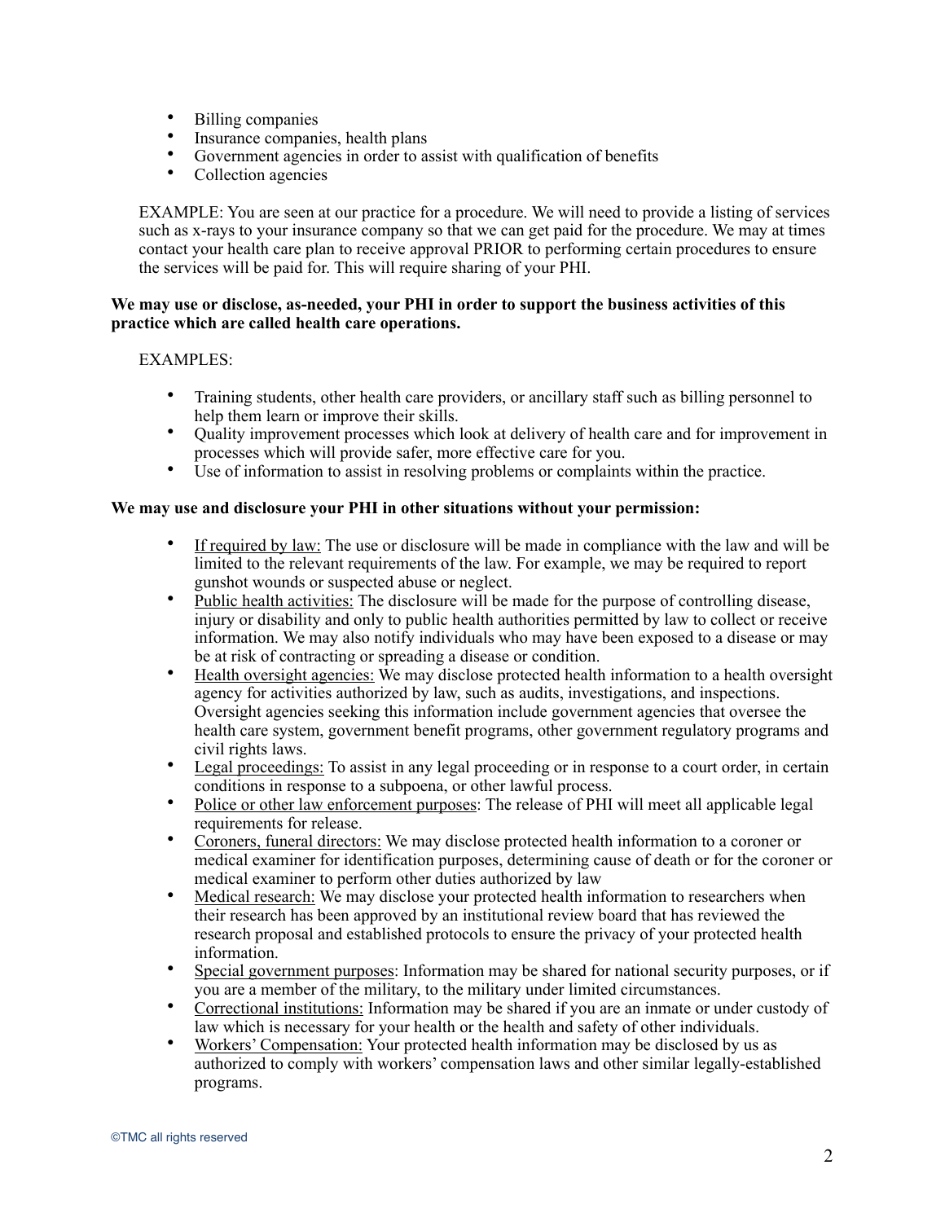- Billing companies
- Insurance companies, health plans
- Government agencies in order to assist with qualification of benefits
- Collection agencies

EXAMPLE: You are seen at our practice for a procedure. We will need to provide a listing of services such as x-rays to your insurance company so that we can get paid for the procedure. We may at times contact your health care plan to receive approval PRIOR to performing certain procedures to ensure the services will be paid for. This will require sharing of your PHI.

**We may use or disclose, as-needed, your PHI in order to support the business activities of this practice which are called health care operations.**

EXAMPLES:

- Training students, other health care providers, or ancillary staff such as billing personnel to help them learn or improve their skills.
- Quality improvement processes which look at delivery of health care and for improvement in processes which will provide safer, more effective care for you.
- Use of information to assist in resolving problems or complaints within the practice.

**We may use and disclosure your PHI in other situations without your permission:**

- <u>If required by law:</u> The use or disclosure will be made in compliance with the law and will be limited to the relevant requirements of the law. For example, we may be required to report gunshot wounds or suspected abuse or neglect.
- <u>Public health activities:</u> The disclosure will be made for the purpose of controlling disease, injury or disability and only to public health authorities permitted by law to collect or receive information. We may also notify individuals who may have been exposed to a disease or may be at risk of contracting or spreading a disease or condition.
- <u>Health oversight agencies:</u> We may disclose protected health information to a health oversight agency for activities authorized by law, such as audits, investigations, and inspections. Oversight agencies seeking this information include government agencies that oversee the health care system, government benefit programs, other government regulatory programs and civil rights laws.
- <u>Legal proceedings:</u> To assist in any legal proceeding or in response to a court order, in certain conditions in response to a subpoena, or other lawful process.
- <u>Police or other law enforcement purposes</u>: The release of PHI will meet all applicable legal requirements for release.
- <u>Coroners, funeral directors:</u> We may disclose protected health information to a coroner or medical examiner for identification purposes, determining cause of death or for the coroner or medical examiner to perform other duties authorized by law
- <u>Medical research:</u> We may disclose your protected health information to researchers when their research has been approved by an institutional review board that has reviewed the research proposal and established protocols to ensure the privacy of your protected health information.
- <u>Special government purposes</u>: Information may be shared for national security purposes, or if you are a member of the military, to the military under limited circumstances.
- <u>Correctional institutions:</u> Information may be shared if you are an inmate or under custody of law which is necessary for your health or the health and safety of other individuals.
- <u>Workers' Compensation:</u> Your protected health information may be disclosed by us as authorized to comply with workers' compensation laws and other similar legally-established programs.

©TMC all rights reserved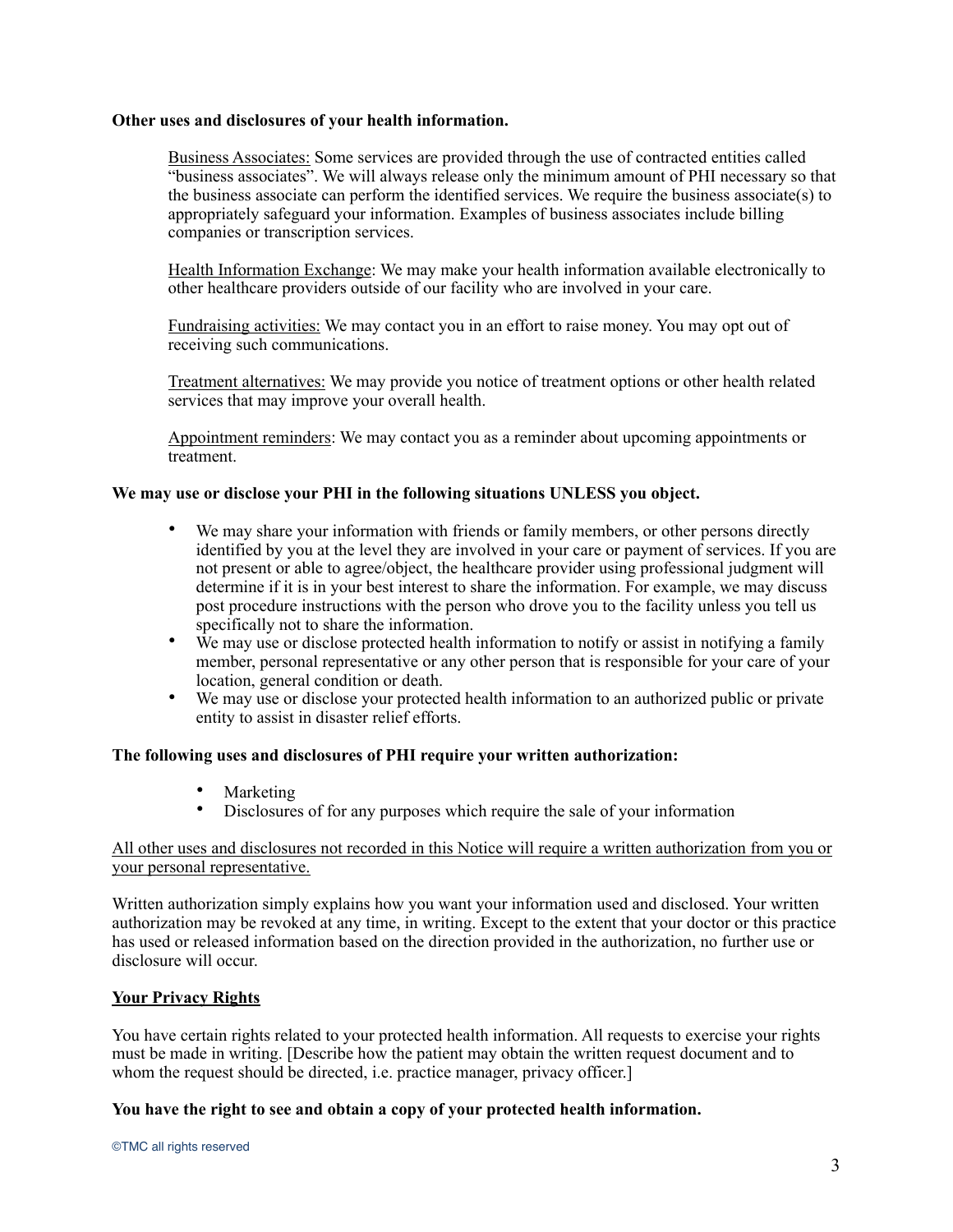**Other uses and disclosures of your health information.**

Business Associates: Some services are provided through the use of contracted entities called "business associates". We will always release only the minimum amount of PHI necessary so that the business associate can perform the identified services. We require the business associate(s) to appropriately safeguard your information. Examples of business associates include billing companies or transcription services.

Health Information Exchange: We may make your health information available electronically to other healthcare providers outside of our facility who are involved in your care.

Fundraising activities: We may contact you in an effort to raise money. You may opt out of receiving such communications.

Treatment alternatives: We may provide you notice of treatment options or other health related services that may improve your overall health.

Appointment reminders: We may contact you as a reminder about upcoming appointments or treatment.

**We may use or disclose your PHI in the following situations UNLESS you object.**

- We may share your information with friends or family members, or other persons directly identified by you at the level they are involved in your care or payment of services. If you are not present or able to agree/object, the healthcare provider using professional judgment will determine if it is in your best interest to share the information. For example, we may discuss post procedure instructions with the person who drove you to the facility unless you tell us specifically not to share the information.
- We may use or disclose protected health information to notify or assist in notifying a family member, personal representative or any other person that is responsible for your care of your location, general condition or death.
- We may use or disclose your protected health information to an authorized public or private entity to assist in disaster relief efforts.

**The following uses and disclosures of PHI require your written authorization:**

- Marketing
- Disclosures of for any purposes which require the sale of your information

All other uses and disclosures not recorded in this Notice will require a written authorization from you or your personal representative.

Written authorization simply explains how you want your information used and disclosed. Your written authorization may be revoked at any time, in writing. Except to the extent that your doctor or this practice has used or released information based on the direction provided in the authorization, no further use or disclosure will occur.

**Your Privacy Rights**

You have certain rights related to your protected health information. All requests to exercise your rights must be made in writing. [Describe how the patient may obtain the written request document and to whom the request should be directed, i.e. practice manager, privacy officer.]

**You have the right to see and obtain a copy of your protected health information.**

©TMC all rights reserved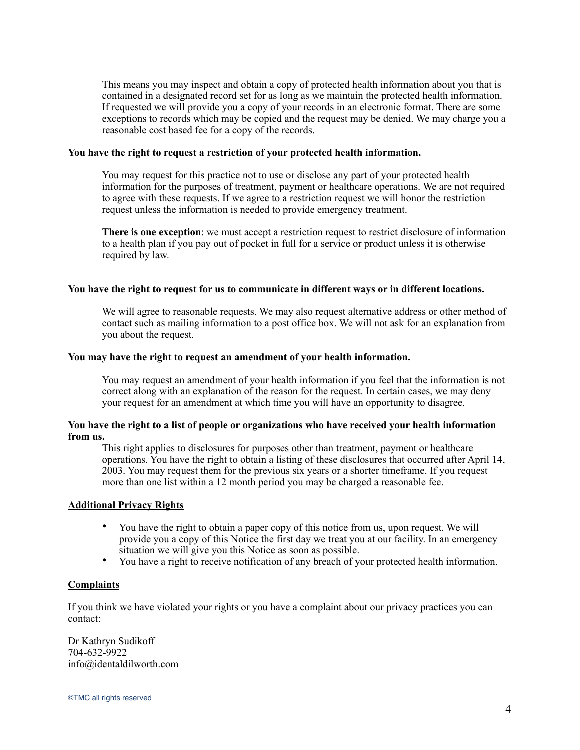This means you may inspect and obtain a copy of protected health information about you that is contained in a designated record set for as long as we maintain the protected health information. If requested we will provide you a copy of your records in an electronic format. There are some exceptions to records which may be copied and the request may be denied. We may charge you a reasonable cost based fee for a copy of the records.

**You have the right to request a restriction of your protected health information.**

You may request for this practice not to use or disclose any part of your protected health information for the purposes of treatment, payment or healthcare operations. We are not required to agree with these requests. If we agree to a restriction request we will honor the restriction request unless the information is needed to provide emergency treatment.

**There is one exception**: we must accept a restriction request to restrict disclosure of information to a health plan if you pay out of pocket in full for a service or product unless it is otherwise required by law.

**You have the right to request for us to communicate in different ways or in different locations.**

We will agree to reasonable requests. We may also request alternative address or other method of contact such as mailing information to a post office box. We will not ask for an explanation from you about the request.

**You may have the right to request an amendment of your health information.**

You may request an amendment of your health information if you feel that the information is not correct along with an explanation of the reason for the request. In certain cases, we may deny your request for an amendment at which time you will have an opportunity to disagree.

**You have the right to a list of people or organizations who have received your health information from us.**

This right applies to disclosures for purposes other than treatment, payment or healthcare operations. You have the right to obtain a listing of these disclosures that occurred after April 14, 2003. You may request them for the previous six years or a shorter timeframe. If you request more than one list within a 12 month period you may be charged a reasonable fee.

**Additional Privacy Rights**

- You have the right to obtain a paper copy of this notice from us, upon request. We will provide you a copy of this Notice the first day we treat you at our facility. In an emergency situation we will give you this Notice as soon as possible.
- You have a right to receive notification of any breach of your protected health information.

**Complaints**

If you think we have violated your rights or you have a complaint about our privacy practices you can contact:

Dr Kathryn Sudikoff
704-632-9922
info@identaldilworth.com

©TMC all rights reserved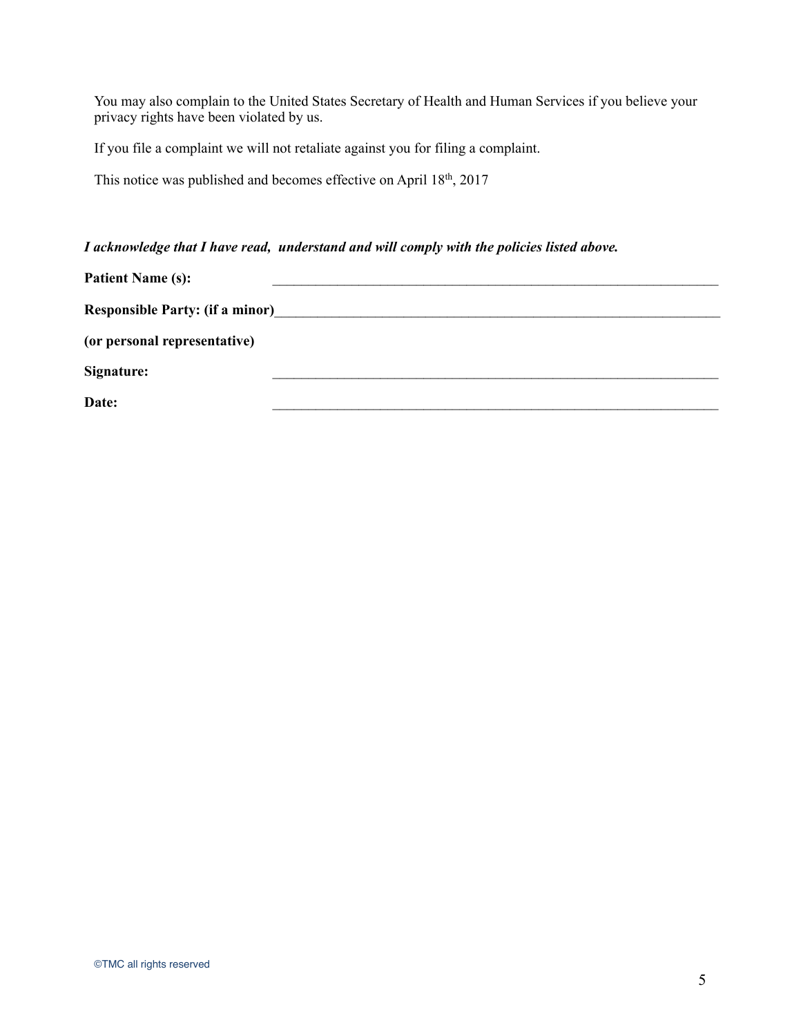You may also complain to the United States Secretary of Health and Human Services if you believe your privacy rights have been violated by us.

If you file a complaint we will not retaliate against you for filing a complaint.

This notice was published and becomes effective on April 18th, 2017

***I acknowledge that I have read, understand and will comply with the policies listed above.***

**Patient Name (s):** ________________________________________________________________

**Responsible Party: (if a minor)**________________________________________________________________

**(or personal representative)**

**Signature:** ________________________________________________________________

**Date:** ________________________________________________________________

©TMC all rights reserved